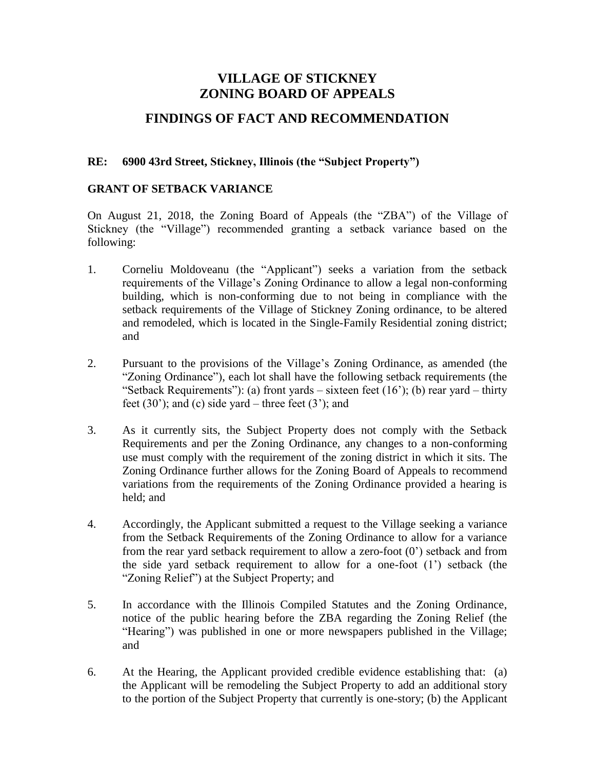# VILLAGE OF STICKNEY
# ZONING BOARD OF APPEALS

## FINDINGS OF FACT AND RECOMMENDATION

**RE: 6900 43rd Street, Stickney, Illinois (the "Subject Property")**

**GRANT OF SETBACK VARIANCE**

On August 21, 2018, the Zoning Board of Appeals (the "ZBA") of the Village of Stickney (the "Village") recommended granting a setback variance based on the following:

1. Corneliu Moldoveanu (the "Applicant") seeks a variation from the setback requirements of the Village's Zoning Ordinance to allow a legal non-conforming building, which is non-conforming due to not being in compliance with the setback requirements of the Village of Stickney Zoning ordinance, to be altered and remodeled, which is located in the Single-Family Residential zoning district; and

2. Pursuant to the provisions of the Village's Zoning Ordinance, as amended (the "Zoning Ordinance"), each lot shall have the following setback requirements (the "Setback Requirements"): (a) front yards – sixteen feet (16'); (b) rear yard – thirty feet (30'); and (c) side yard – three feet (3'); and

3. As it currently sits, the Subject Property does not comply with the Setback Requirements and per the Zoning Ordinance, any changes to a non-conforming use must comply with the requirement of the zoning district in which it sits. The Zoning Ordinance further allows for the Zoning Board of Appeals to recommend variations from the requirements of the Zoning Ordinance provided a hearing is held; and

4. Accordingly, the Applicant submitted a request to the Village seeking a variance from the Setback Requirements of the Zoning Ordinance to allow for a variance from the rear yard setback requirement to allow a zero-foot (0') setback and from the side yard setback requirement to allow for a one-foot (1') setback (the "Zoning Relief") at the Subject Property; and

5. In accordance with the Illinois Compiled Statutes and the Zoning Ordinance, notice of the public hearing before the ZBA regarding the Zoning Relief (the "Hearing") was published in one or more newspapers published in the Village; and

6. At the Hearing, the Applicant provided credible evidence establishing that: (a) the Applicant will be remodeling the Subject Property to add an additional story to the portion of the Subject Property that currently is one-story; (b) the Applicant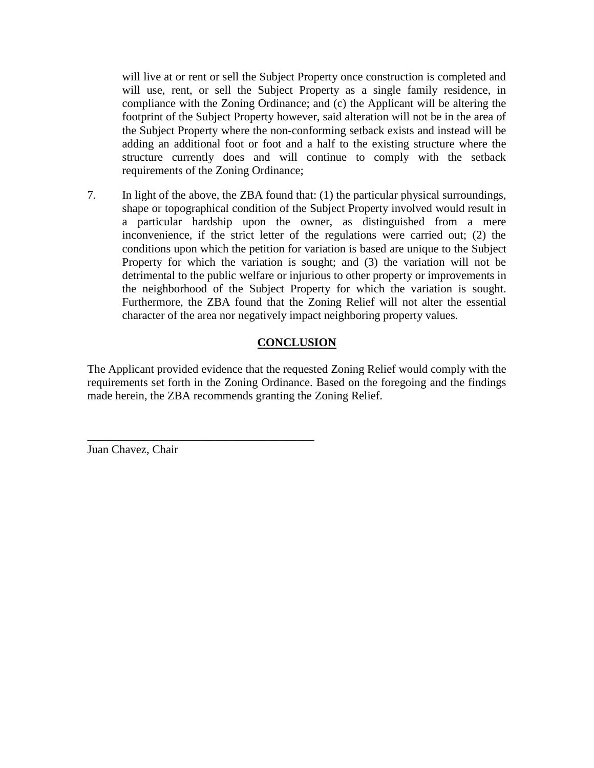will live at or rent or sell the Subject Property once construction is completed and will use, rent, or sell the Subject Property as a single family residence, in compliance with the Zoning Ordinance; and (c) the Applicant will be altering the footprint of the Subject Property however, said alteration will not be in the area of the Subject Property where the non-conforming setback exists and instead will be adding an additional foot or foot and a half to the existing structure where the structure currently does and will continue to comply with the setback requirements of the Zoning Ordinance;

7. In light of the above, the ZBA found that: (1) the particular physical surroundings, shape or topographical condition of the Subject Property involved would result in a particular hardship upon the owner, as distinguished from a mere inconvenience, if the strict letter of the regulations were carried out; (2) the conditions upon which the petition for variation is based are unique to the Subject Property for which the variation is sought; and (3) the variation will not be detrimental to the public welfare or injurious to other property or improvements in the neighborhood of the Subject Property for which the variation is sought. Furthermore, the ZBA found that the Zoning Relief will not alter the essential character of the area nor negatively impact neighboring property values.

## CONCLUSION

The Applicant provided evidence that the requested Zoning Relief would comply with the requirements set forth in the Zoning Ordinance. Based on the foregoing and the findings made herein, the ZBA recommends granting the Zoning Relief.

\_\_\_\_\_\_\_\_\_\_\_\_\_\_\_\_\_\_\_\_\_\_\_\_\_\_\_\_\_\_\_\_\_\_\_\_\_\_\_\_

Juan Chavez, Chair